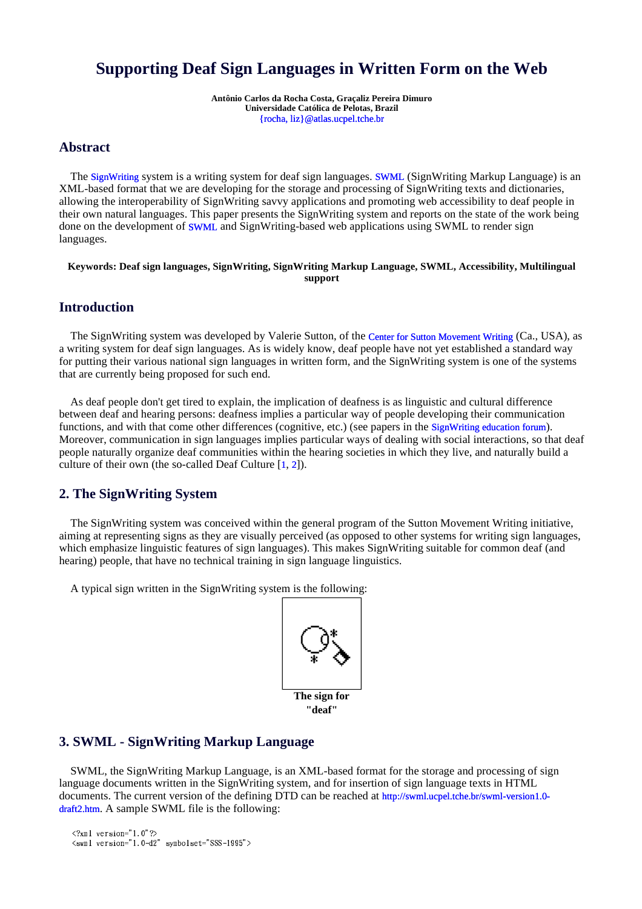# Supporting Deaf Sign Languages in Written Form on the Web

**Antônio Carlos da Rocha Costa, Graçaliz Pereira Dimuro**
**Universidade Católica de Pelotas, Brazil**
{rocha, liz}@atlas.ucpel.tche.br

## Abstract

The SignWriting system is a writing system for deaf sign languages. SWML (SignWriting Markup Language) is an XML-based format that we are developing for the storage and processing of SignWriting texts and dictionaries, allowing the interoperability of SignWriting savvy applications and promoting web accessibility to deaf people in their own natural languages. This paper presents the SignWriting system and reports on the state of the work being done on the development of SWML and SignWriting-based web applications using SWML to render sign languages.

**Keywords: Deaf sign languages, SignWriting, SignWriting Markup Language, SWML, Accessibility, Multilingual support**

## Introduction

The SignWriting system was developed by Valerie Sutton, of the Center for Sutton Movement Writing (Ca., USA), as a writing system for deaf sign languages. As is widely know, deaf people have not yet established a standard way for putting their various national sign languages in written form, and the SignWriting system is one of the systems that are currently being proposed for such end.

As deaf people don't get tired to explain, the implication of deafness is as linguistic and cultural difference between deaf and hearing persons: deafness implies a particular way of people developing their communication functions, and with that come other differences (cognitive, etc.) (see papers in the SignWriting education forum). Moreover, communication in sign languages implies particular ways of dealing with social interactions, so that deaf people naturally organize deaf communities within the hearing societies in which they live, and naturally build a culture of their own (the so-called Deaf Culture [1, 2]).

## 2. The SignWriting System

The SignWriting system was conceived within the general program of the Sutton Movement Writing initiative, aiming at representing signs as they are visually perceived (as opposed to other systems for writing sign languages, which emphasize linguistic features of sign languages). This makes SignWriting suitable for common deaf (and hearing) people, that have no technical training in sign language linguistics.

A typical sign written in the SignWriting system is the following:

**The sign for "deaf"**

## 3. SWML - SignWriting Markup Language

SWML, the SignWriting Markup Language, is an XML-based format for the storage and processing of sign language documents written in the SignWriting system, and for insertion of sign language texts in HTML documents. The current version of the defining DTD can be reached at http://swml.ucpel.tche.br/swml-version1.0-draft2.htm. A sample SWML file is the following:

```
<?xml version="1.0"?>
<swml version="1.0-d2" symbolset="SSS-1995">
```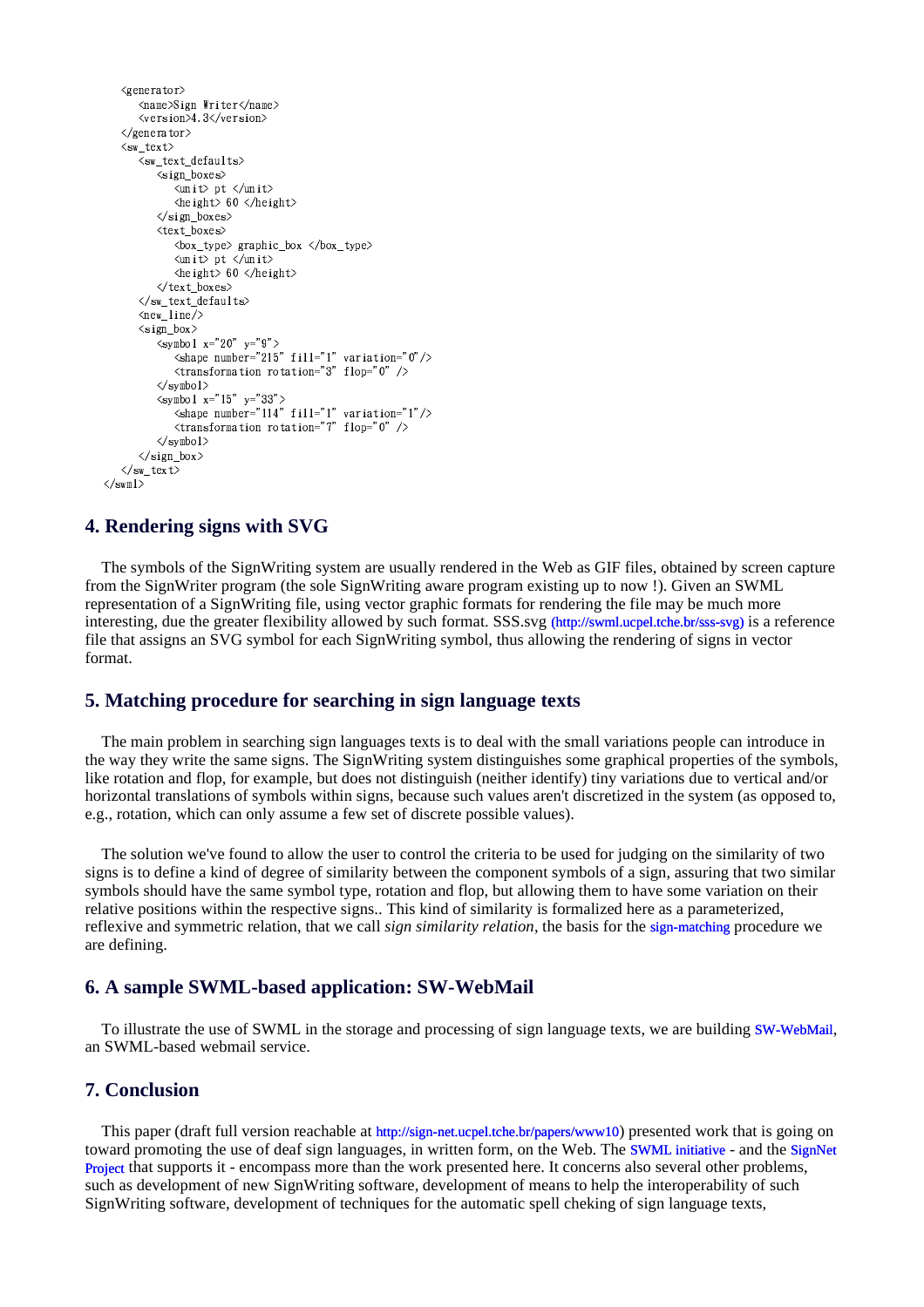```
    <generator>
        <name>Sign Writer</name>
        <version>4.3</version>
    </generator>
    <sw_text>
        <sw_text_defaults>
            <sign_boxes>
                <unit> pt </unit>
                <height> 60 </height>
            </sign_boxes>
            <text_boxes>
                <box_type> graphic_box </box_type>
                <unit> pt </unit>
                <height> 60 </height>
            </text_boxes>
        </sw_text_defaults>
        <new_line/>
        <sign_box>
            <symbol x="20" y="9">
                <shape number="215" fill="1" variation="0"/>
                <transformation rotation="3" flop="0" />
            </symbol>
            <symbol x="15" y="33">
                <shape number="114" fill="1" variation="1"/>
                <transformation rotation="7" flop="0" />
            </symbol>
        </sign_box>
    </sw_text>
</swml>
```

## 4. Rendering signs with SVG

The symbols of the SignWriting system are usually rendered in the Web as GIF files, obtained by screen capture from the SignWriter program (the sole SignWriting aware program existing up to now !). Given an SWML representation of a SignWriting file, using vector graphic formats for rendering the file may be much more interesting, due the greater flexibility allowed by such format. SSS.svg (http://swml.ucpel.tche.br/sss-svg) is a reference file that assigns an SVG symbol for each SignWriting symbol, thus allowing the rendering of signs in vector format.

## 5. Matching procedure for searching in sign language texts

The main problem in searching sign languages texts is to deal with the small variations people can introduce in the way they write the same signs. The SignWriting system distinguishes some graphical properties of the symbols, like rotation and flop, for example, but does not distinguish (neither identify) tiny variations due to vertical and/or horizontal translations of symbols within signs, because such values aren't discretized in the system (as opposed to, e.g., rotation, which can only assume a few set of discrete possible values).

The solution we've found to allow the user to control the criteria to be used for judging on the similarity of two signs is to define a kind of degree of similarity between the component symbols of a sign, assuring that two similar symbols should have the same symbol type, rotation and flop, but allowing them to have some variation on their relative positions within the respective signs.. This kind of similarity is formalized here as a parameterized, reflexive and symmetric relation, that we call *sign similarity relation*, the basis for the sign-matching procedure we are defining.

## 6. A sample SWML-based application: SW-WebMail

To illustrate the use of SWML in the storage and processing of sign language texts, we are building SW-WebMail, an SWML-based webmail service.

## 7. Conclusion

This paper (draft full version reachable at http://sign-net.ucpel.tche.br/papers/www10) presented work that is going on toward promoting the use of deaf sign languages, in written form, on the Web. The SWML initiative - and the SignNet Project that supports it - encompass more than the work presented here. It concerns also several other problems, such as development of new SignWriting software, development of means to help the interoperability of such SignWriting software, development of techniques for the automatic spell cheking of sign language texts,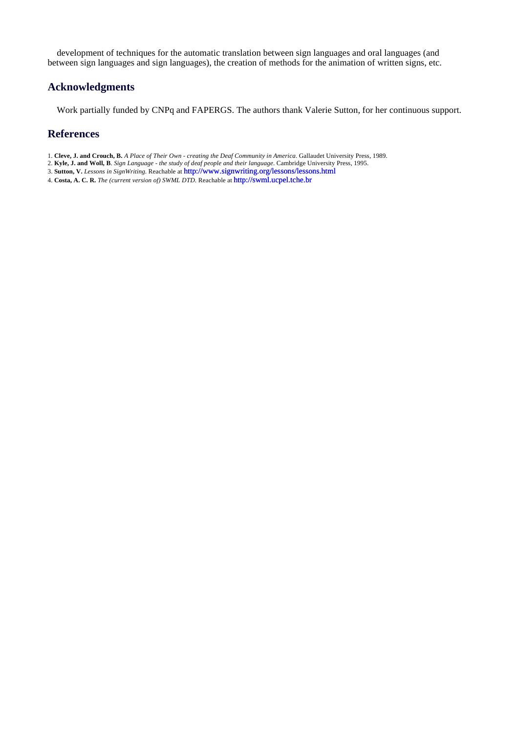development of techniques for the automatic translation between sign languages and oral languages (and between sign languages and sign languages), the creation of methods for the animation of written signs, etc.

## Acknowledgments

Work partially funded by CNPq and FAPERGS. The authors thank Valerie Sutton, for her continuous support.

## References

1. **Cleve, J. and Crouch, B.** *A Place of Their Own - creating the Deaf Community in America*. Gallaudet University Press, 1989.
2. **Kyle, J. and Woll, B**. *Sign Language - the study of deaf people and their language*. Cambridge University Press, 1995.
3. **Sutton, V.** *Lessons in SignWriting.* Reachable at http://www.signwriting.org/lessons/lessons.html
4. **Costa, A. C. R.** *The (current version of) SWML DTD.* Reachable at http://swml.ucpel.tche.br